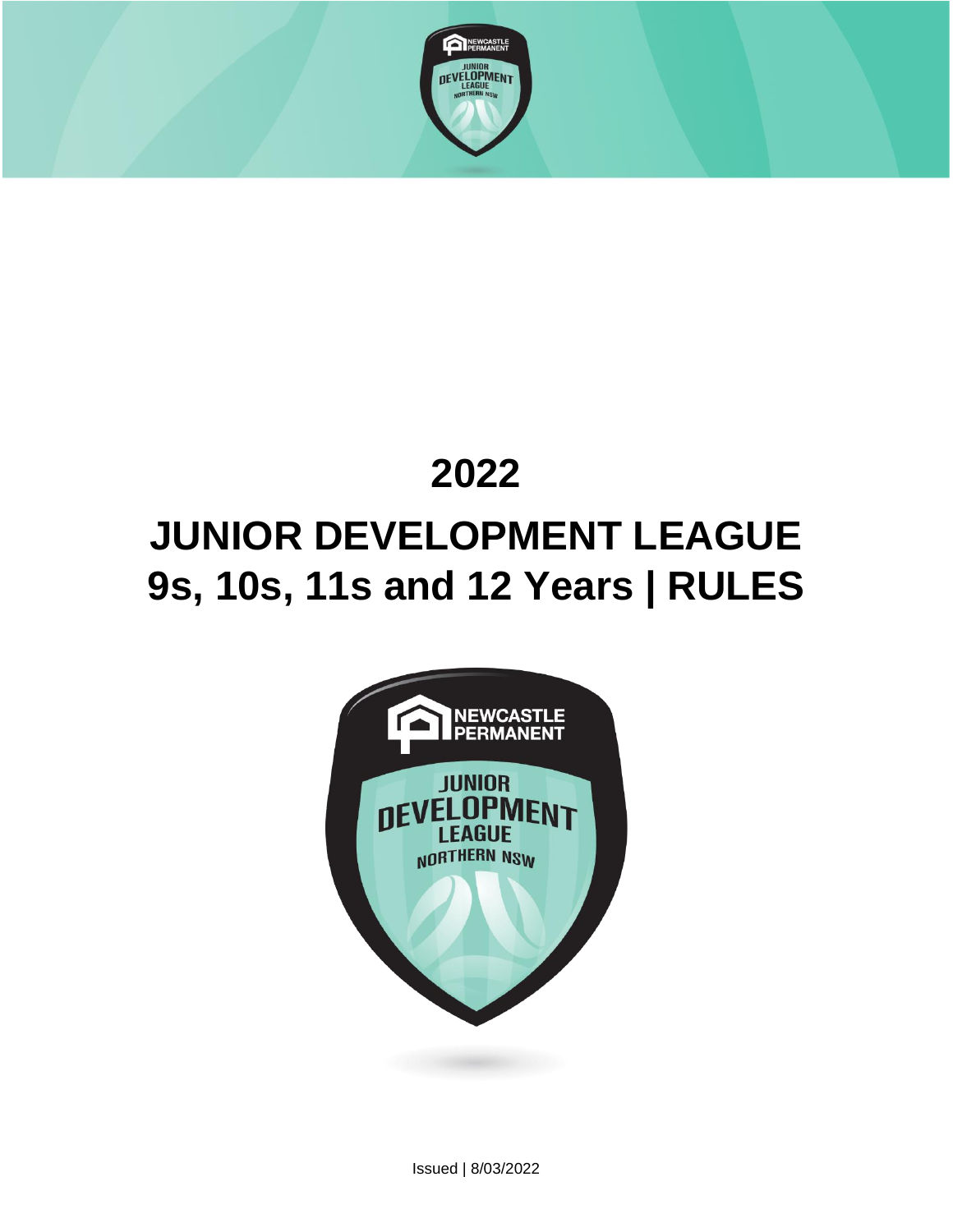# 2022

# JUNIOR DEVELOPMENT LEAGUE
# 9s, 10s, 11s and 12 Years | RULES

Issued | 8/03/2022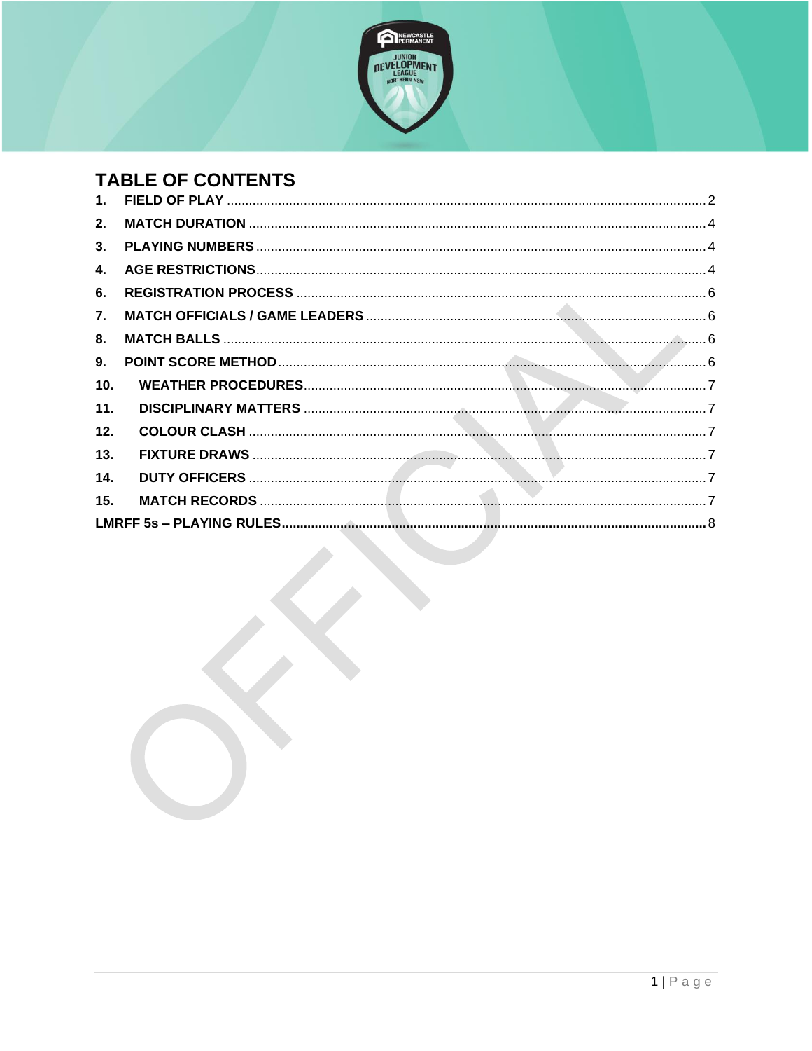# TABLE OF CONTENTS

| | | |
|---|---|---|
| 1. | FIELD OF PLAY | 2 |
| 2. | MATCH DURATION | 4 |
| 3. | PLAYING NUMBERS | 4 |
| 4. | AGE RESTRICTIONS | 4 |
| 6. | REGISTRATION PROCESS | 6 |
| 7. | MATCH OFFICIALS / GAME LEADERS | 6 |
| 8. | MATCH BALLS | 6 |
| 9. | POINT SCORE METHOD | 6 |
| 10. | WEATHER PROCEDURES | 7 |
| 11. | DISCIPLINARY MATTERS | 7 |
| 12. | COLOUR CLASH | 7 |
| 13. | FIXTURE DRAWS | 7 |
| 14. | DUTY OFFICERS | 7 |
| 15. | MATCH RECORDS | 7 |
| | LMRFF 5s – PLAYING RULES | 8 |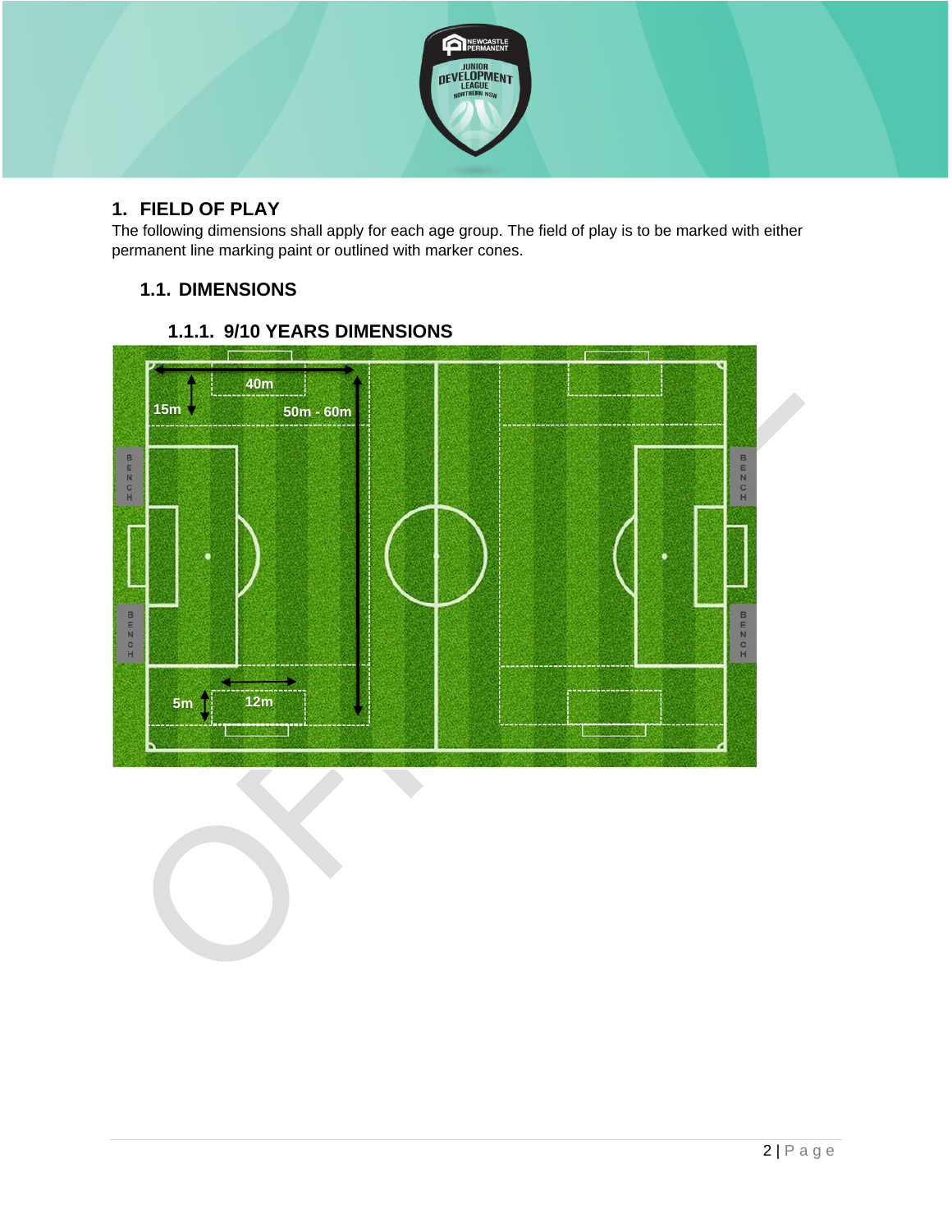# 1. FIELD OF PLAY

The following dimensions shall apply for each age group. The field of play is to be marked with either permanent line marking paint or outlined with marker cones.

## 1.1. DIMENSIONS

### 1.1.1. 9/10 YEARS DIMENSIONS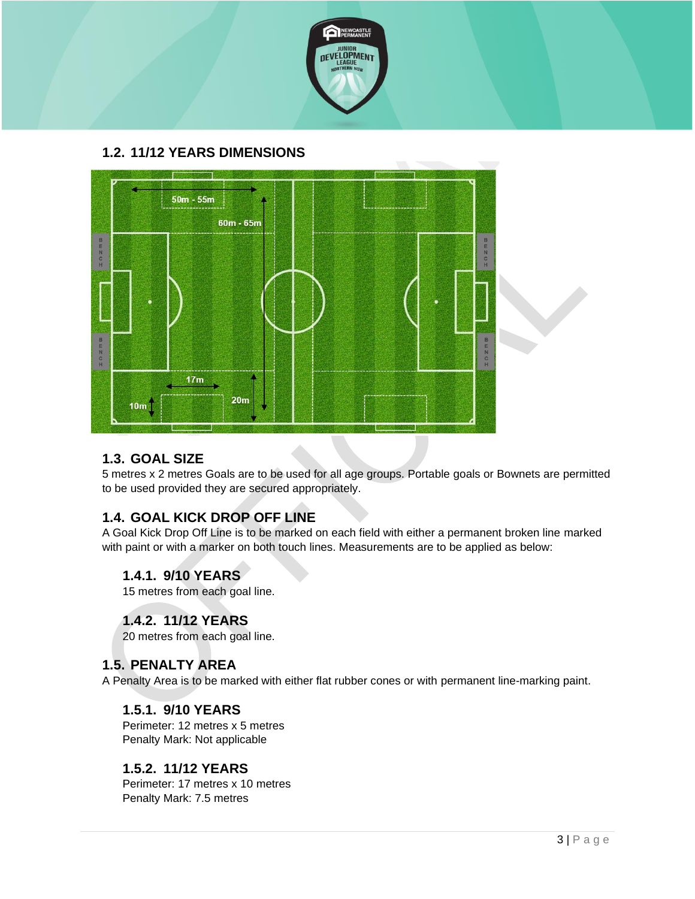## 1.2. 11/12 YEARS DIMENSIONS

50m - 55m

60m - 65m

17m

10m

20m

## 1.3. GOAL SIZE

5 metres x 2 metres Goals are to be used for all age groups. Portable goals or Bownets are permitted to be used provided they are secured appropriately.

## 1.4. GOAL KICK DROP OFF LINE

A Goal Kick Drop Off Line is to be marked on each field with either a permanent broken line marked with paint or with a marker on both touch lines. Measurements are to be applied as below:

### 1.4.1. 9/10 YEARS

15 metres from each goal line.

### 1.4.2. 11/12 YEARS

20 metres from each goal line.

## 1.5. PENALTY AREA

A Penalty Area is to be marked with either flat rubber cones or with permanent line-marking paint.

### 1.5.1. 9/10 YEARS

Perimeter: 12 metres x 5 metres
Penalty Mark: Not applicable

### 1.5.2. 11/12 YEARS

Perimeter: 17 metres x 10 metres
Penalty Mark: 7.5 metres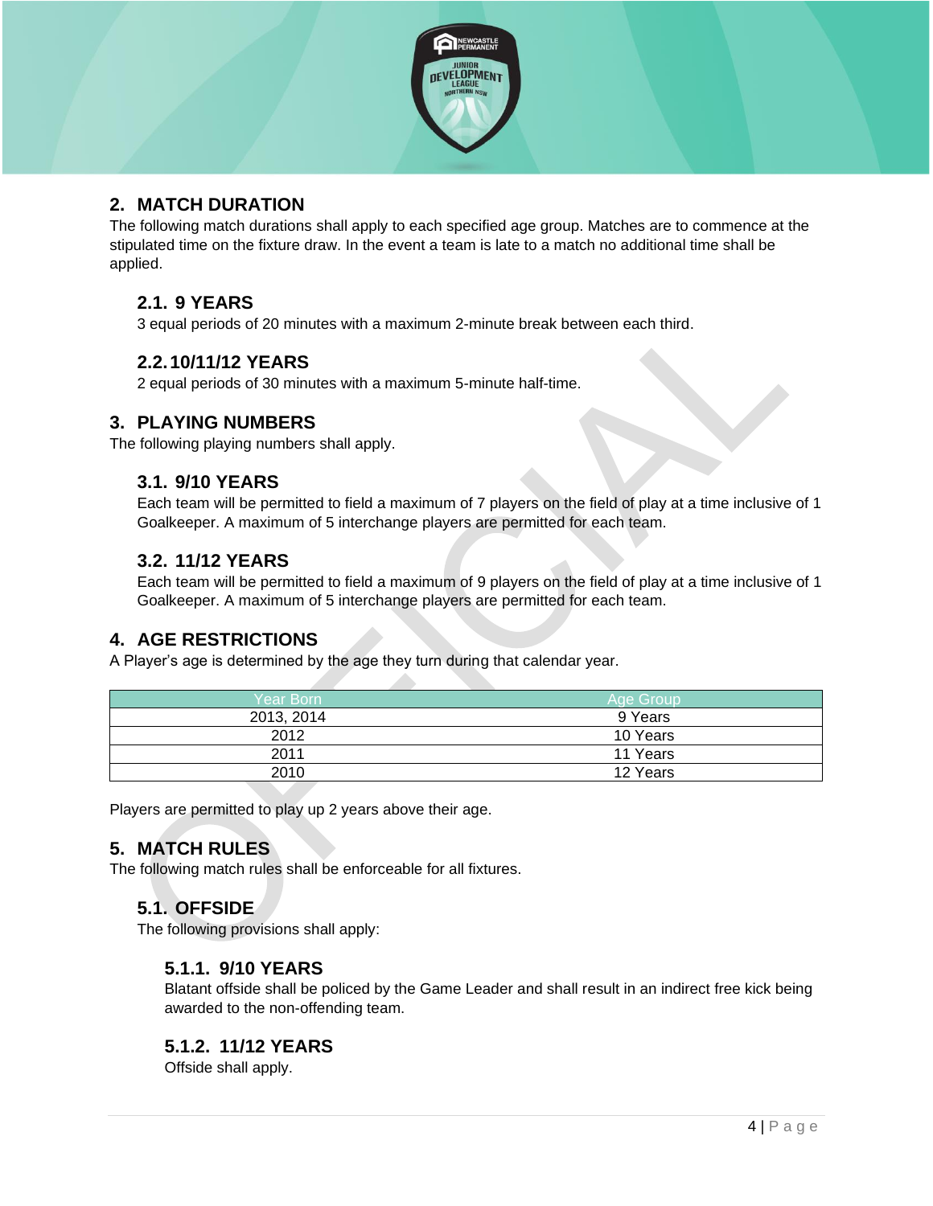## 2. MATCH DURATION

The following match durations shall apply to each specified age group. Matches are to commence at the stipulated time on the fixture draw. In the event a team is late to a match no additional time shall be applied.

### 2.1. 9 YEARS

3 equal periods of 20 minutes with a maximum 2-minute break between each third.

### 2.2. 10/11/12 YEARS

2 equal periods of 30 minutes with a maximum 5-minute half-time.

## 3. PLAYING NUMBERS

The following playing numbers shall apply.

### 3.1. 9/10 YEARS

Each team will be permitted to field a maximum of 7 players on the field of play at a time inclusive of 1 Goalkeeper. A maximum of 5 interchange players are permitted for each team.

### 3.2. 11/12 YEARS

Each team will be permitted to field a maximum of 9 players on the field of play at a time inclusive of 1 Goalkeeper. A maximum of 5 interchange players are permitted for each team.

## 4. AGE RESTRICTIONS

A Player's age is determined by the age they turn during that calendar year.

| Year Born | Age Group |
| --- | --- |
| 2013, 2014 | 9 Years |
| 2012 | 10 Years |
| 2011 | 11 Years |
| 2010 | 12 Years |

Players are permitted to play up 2 years above their age.

## 5. MATCH RULES

The following match rules shall be enforceable for all fixtures.

### 5.1. OFFSIDE

The following provisions shall apply:

#### 5.1.1. 9/10 YEARS

Blatant offside shall be policed by the Game Leader and shall result in an indirect free kick being awarded to the non-offending team.

#### 5.1.2. 11/12 YEARS

Offside shall apply.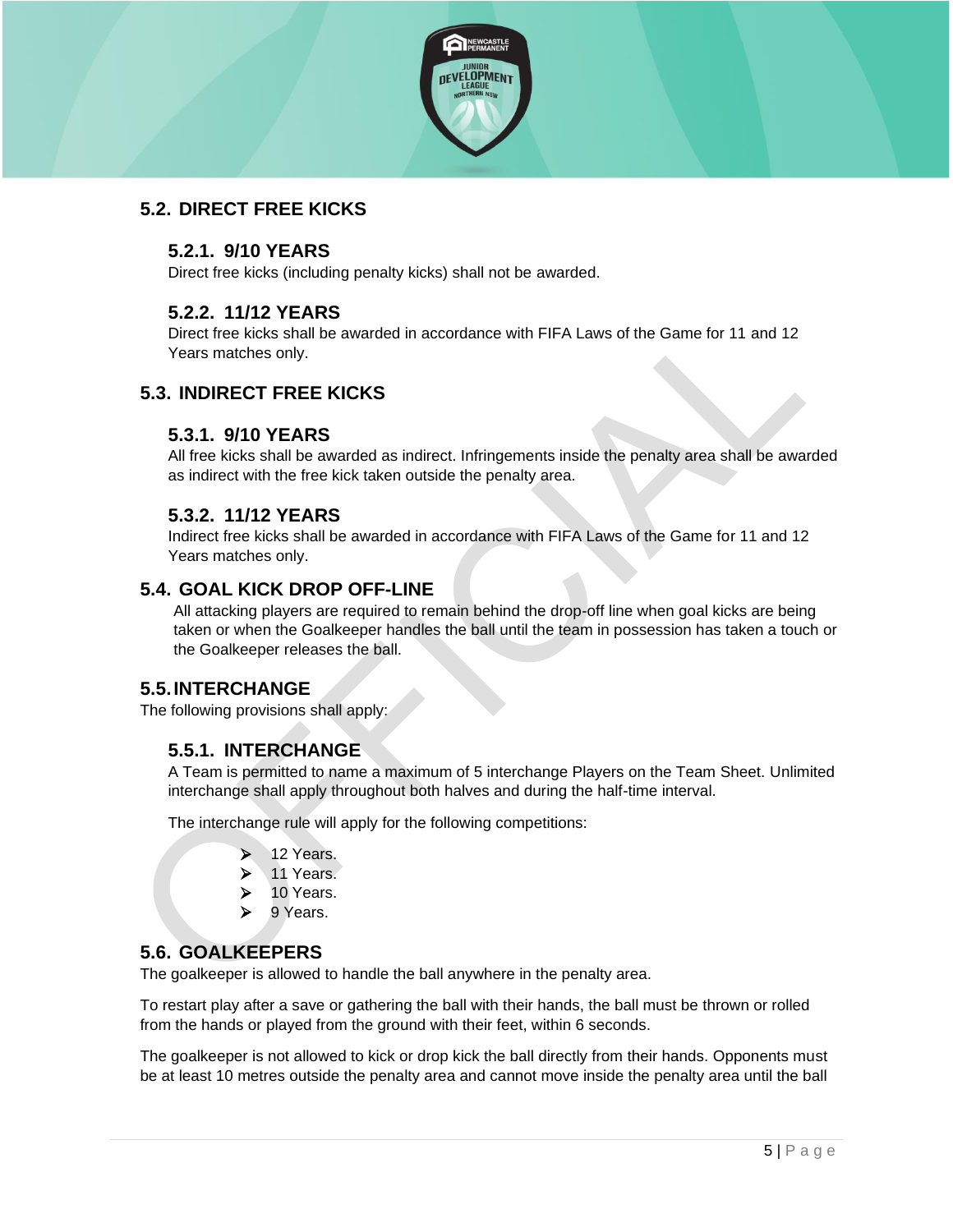## 5.2. DIRECT FREE KICKS

### 5.2.1. 9/10 YEARS

Direct free kicks (including penalty kicks) shall not be awarded.

### 5.2.2. 11/12 YEARS

Direct free kicks shall be awarded in accordance with FIFA Laws of the Game for 11 and 12 Years matches only.

## 5.3. INDIRECT FREE KICKS

### 5.3.1. 9/10 YEARS

All free kicks shall be awarded as indirect. Infringements inside the penalty area shall be awarded as indirect with the free kick taken outside the penalty area.

### 5.3.2. 11/12 YEARS

Indirect free kicks shall be awarded in accordance with FIFA Laws of the Game for 11 and 12 Years matches only.

## 5.4. GOAL KICK DROP OFF-LINE

All attacking players are required to remain behind the drop-off line when goal kicks are being taken or when the Goalkeeper handles the ball until the team in possession has taken a touch or the Goalkeeper releases the ball.

## 5.5. INTERCHANGE

The following provisions shall apply:

### 5.5.1. INTERCHANGE

A Team is permitted to name a maximum of 5 interchange Players on the Team Sheet. Unlimited interchange shall apply throughout both halves and during the half-time interval.

The interchange rule will apply for the following competitions:

- 12 Years.
- 11 Years.
- 10 Years.
- 9 Years.

## 5.6. GOALKEEPERS

The goalkeeper is allowed to handle the ball anywhere in the penalty area.

To restart play after a save or gathering the ball with their hands, the ball must be thrown or rolled from the hands or played from the ground with their feet, within 6 seconds.

The goalkeeper is not allowed to kick or drop kick the ball directly from their hands. Opponents must be at least 10 metres outside the penalty area and cannot move inside the penalty area until the ball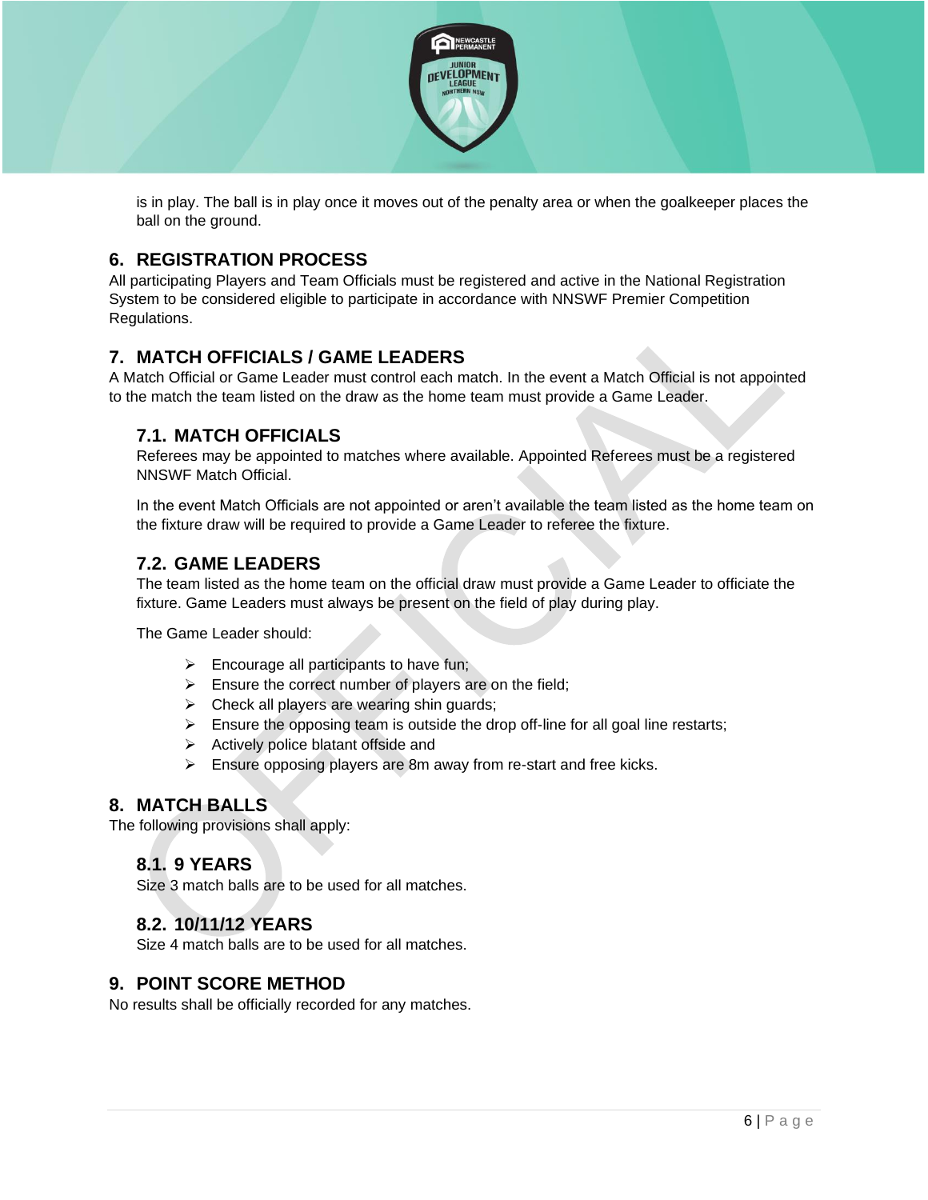is in play. The ball is in play once it moves out of the penalty area or when the goalkeeper places the ball on the ground.

## 6. REGISTRATION PROCESS

All participating Players and Team Officials must be registered and active in the National Registration System to be considered eligible to participate in accordance with NNSWF Premier Competition Regulations.

## 7. MATCH OFFICIALS / GAME LEADERS

A Match Official or Game Leader must control each match. In the event a Match Official is not appointed to the match the team listed on the draw as the home team must provide a Game Leader.

### 7.1. MATCH OFFICIALS

Referees may be appointed to matches where available. Appointed Referees must be a registered NNSWF Match Official.

In the event Match Officials are not appointed or aren't available the team listed as the home team on the fixture draw will be required to provide a Game Leader to referee the fixture.

### 7.2. GAME LEADERS

The team listed as the home team on the official draw must provide a Game Leader to officiate the fixture. Game Leaders must always be present on the field of play during play.

The Game Leader should:

- Encourage all participants to have fun;
- Ensure the correct number of players are on the field;
- Check all players are wearing shin guards;
- Ensure the opposing team is outside the drop off-line for all goal line restarts;
- Actively police blatant offside and
- Ensure opposing players are 8m away from re-start and free kicks.

## 8. MATCH BALLS

The following provisions shall apply:

### 8.1. 9 YEARS

Size 3 match balls are to be used for all matches.

### 8.2. 10/11/12 YEARS

Size 4 match balls are to be used for all matches.

## 9. POINT SCORE METHOD

No results shall be officially recorded for any matches.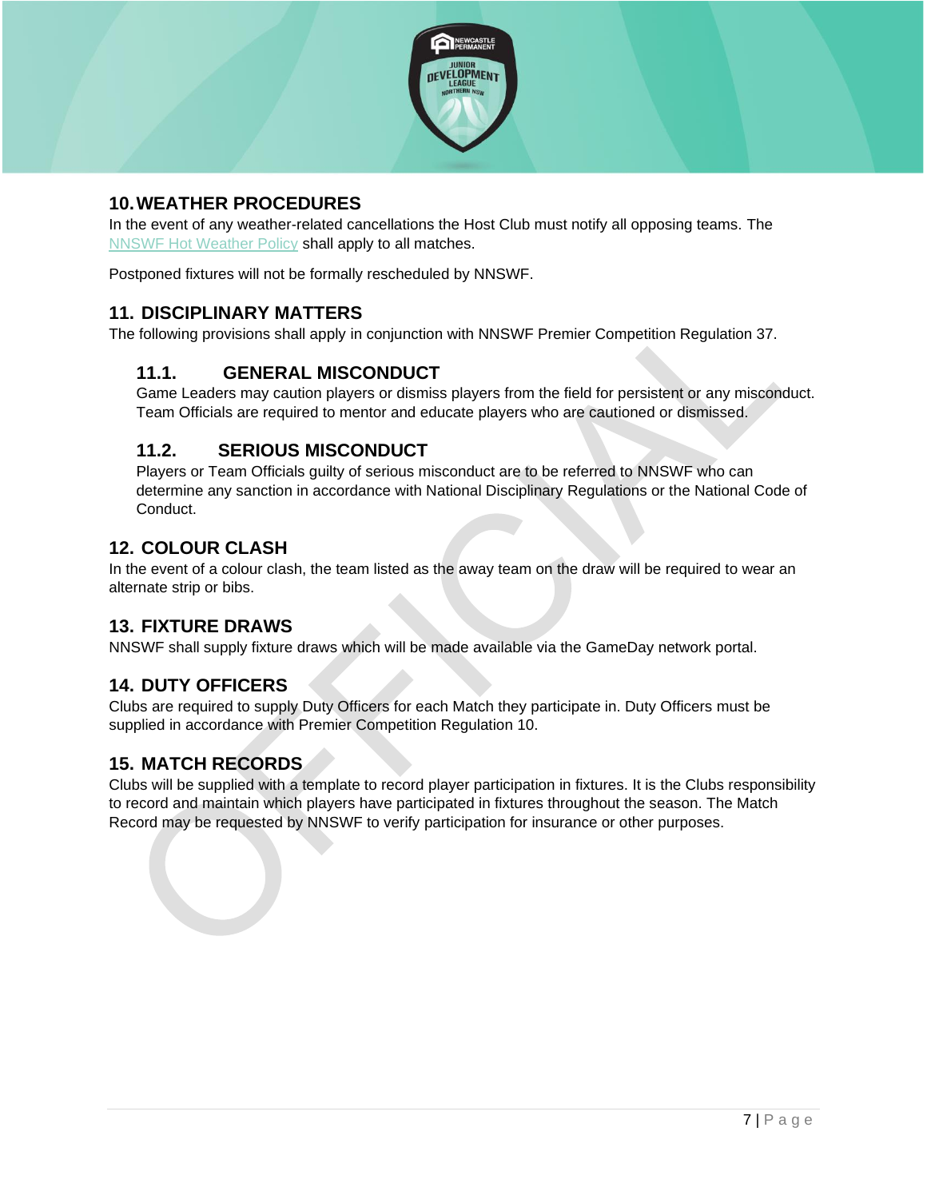## 10. WEATHER PROCEDURES

In the event of any weather-related cancellations the Host Club must notify all opposing teams. The NNSWF Hot Weather Policy shall apply to all matches.

Postponed fixtures will not be formally rescheduled by NNSWF.

## 11. DISCIPLINARY MATTERS

The following provisions shall apply in conjunction with NNSWF Premier Competition Regulation 37.

### 11.1. GENERAL MISCONDUCT

Game Leaders may caution players or dismiss players from the field for persistent or any misconduct. Team Officials are required to mentor and educate players who are cautioned or dismissed.

### 11.2. SERIOUS MISCONDUCT

Players or Team Officials guilty of serious misconduct are to be referred to NNSWF who can determine any sanction in accordance with National Disciplinary Regulations or the National Code of Conduct.

## 12. COLOUR CLASH

In the event of a colour clash, the team listed as the away team on the draw will be required to wear an alternate strip or bibs.

## 13. FIXTURE DRAWS

NNSWF shall supply fixture draws which will be made available via the GameDay network portal.

## 14. DUTY OFFICERS

Clubs are required to supply Duty Officers for each Match they participate in. Duty Officers must be supplied in accordance with Premier Competition Regulation 10.

## 15. MATCH RECORDS

Clubs will be supplied with a template to record player participation in fixtures. It is the Clubs responsibility to record and maintain which players have participated in fixtures throughout the season. The Match Record may be requested by NNSWF to verify participation for insurance or other purposes.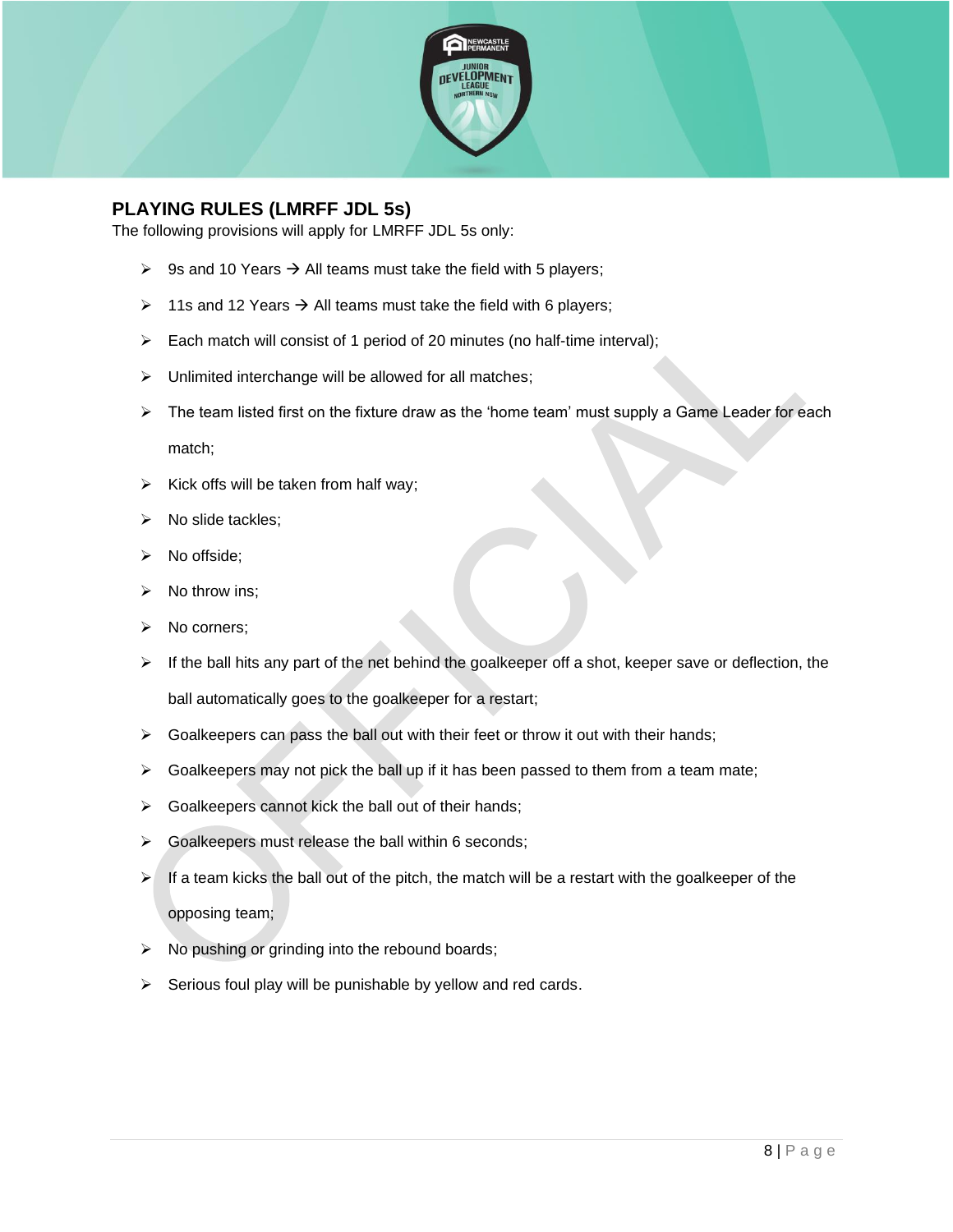## PLAYING RULES (LMRFF JDL 5s)

The following provisions will apply for LMRFF JDL 5s only:

- 9s and 10 Years → All teams must take the field with 5 players;
- 11s and 12 Years → All teams must take the field with 6 players;
- Each match will consist of 1 period of 20 minutes (no half-time interval);
- Unlimited interchange will be allowed for all matches;
- The team listed first on the fixture draw as the 'home team' must supply a Game Leader for each match;
- Kick offs will be taken from half way;
- No slide tackles;
- No offside;
- No throw ins;
- No corners;
- If the ball hits any part of the net behind the goalkeeper off a shot, keeper save or deflection, the ball automatically goes to the goalkeeper for a restart;
- Goalkeepers can pass the ball out with their feet or throw it out with their hands;
- Goalkeepers may not pick the ball up if it has been passed to them from a team mate;
- Goalkeepers cannot kick the ball out of their hands;
- Goalkeepers must release the ball within 6 seconds;
- If a team kicks the ball out of the pitch, the match will be a restart with the goalkeeper of the opposing team;
- No pushing or grinding into the rebound boards;
- Serious foul play will be punishable by yellow and red cards.